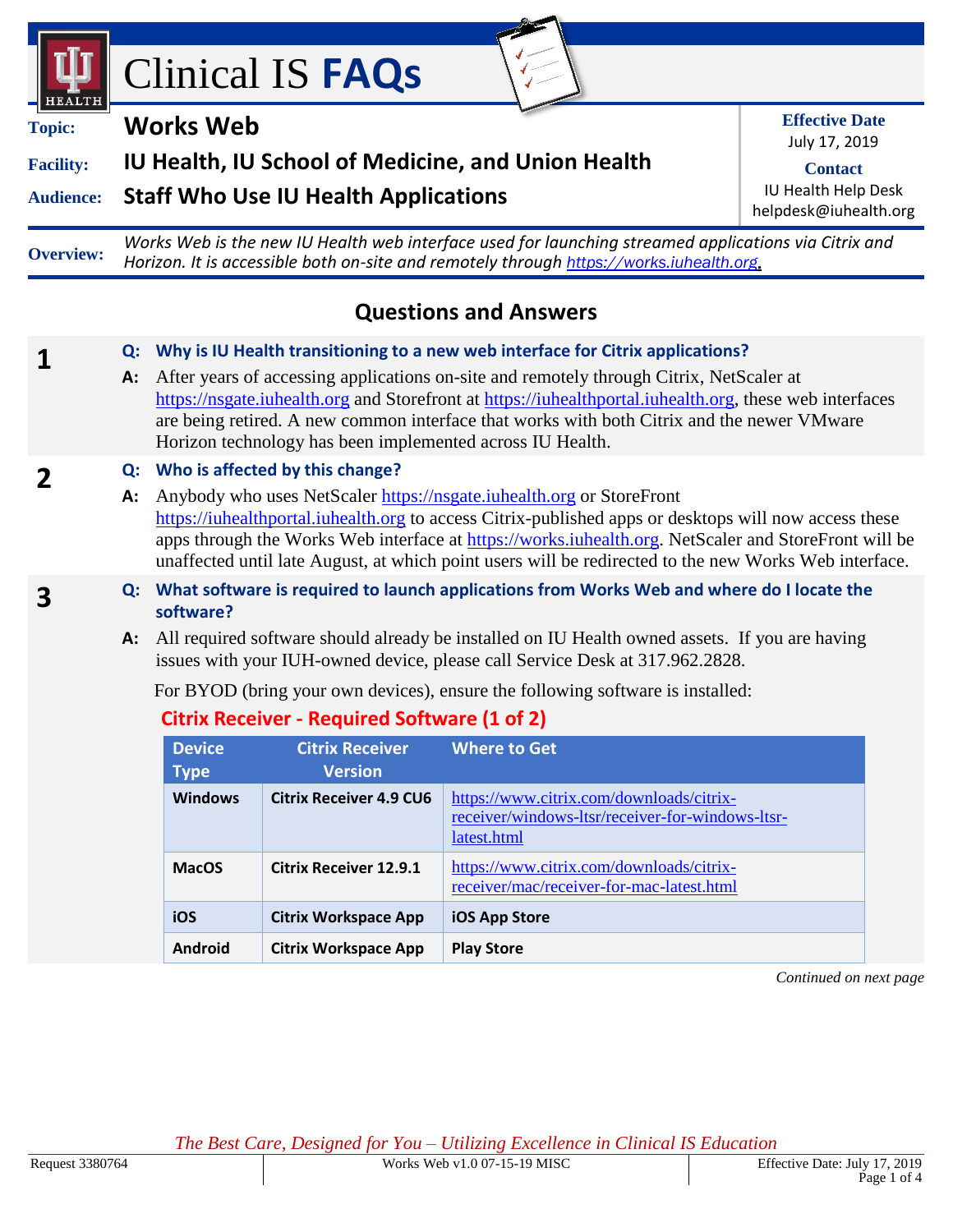# Clinical IS **FAQs**

**Topic:** Works Web

**Facility:** IU Health, IU School of Medicine, and Union Health

**Audience:** Staff Who Use IU Health Applications

**Effective Date**
July 17, 2019

**Contact**
IU Health Help Desk
helpdesk@iuhealth.org

**Overview:** *Works Web is the new IU Health web interface used for launching streamed applications via Citrix and Horizon. It is accessible both on-site and remotely through https://works.iuhealth.org.*

## Questions and Answers

**1**

**Q: Why is IU Health transitioning to a new web interface for Citrix applications?**

**A:** After years of accessing applications on-site and remotely through Citrix, NetScaler at https://nsgate.iuhealth.org and Storefront at https://iuhealthportal.iuhealth.org, these web interfaces are being retired. A new common interface that works with both Citrix and the newer VMware Horizon technology has been implemented across IU Health.

**2**

**Q: Who is affected by this change?**

**A:** Anybody who uses NetScaler https://nsgate.iuhealth.org or StoreFront https://iuhealthportal.iuhealth.org to access Citrix-published apps or desktops will now access these apps through the Works Web interface at https://works.iuhealth.org. NetScaler and StoreFront will be unaffected until late August, at which point users will be redirected to the new Works Web interface.

**3**

**Q: What software is required to launch applications from Works Web and where do I locate the software?**

**A:** All required software should already be installed on IU Health owned assets. If you are having issues with your IUH-owned device, please call Service Desk at 317.962.2828.

For BYOD (bring your own devices), ensure the following software is installed:

### Citrix Receiver - Required Software (1 of 2)

| Device Type | Citrix Receiver Version | Where to Get |
|---|---|---|
| **Windows** | **Citrix Receiver 4.9 CU6** | https://www.citrix.com/downloads/citrix-receiver/windows-ltsr/receiver-for-windows-ltsr-latest.html |
| **MacOS** | **Citrix Receiver 12.9.1** | https://www.citrix.com/downloads/citrix-receiver/mac/receiver-for-mac-latest.html |
| **iOS** | **Citrix Workspace App** | **iOS App Store** |
| **Android** | **Citrix Workspace App** | **Play Store** |

*Continued on next page*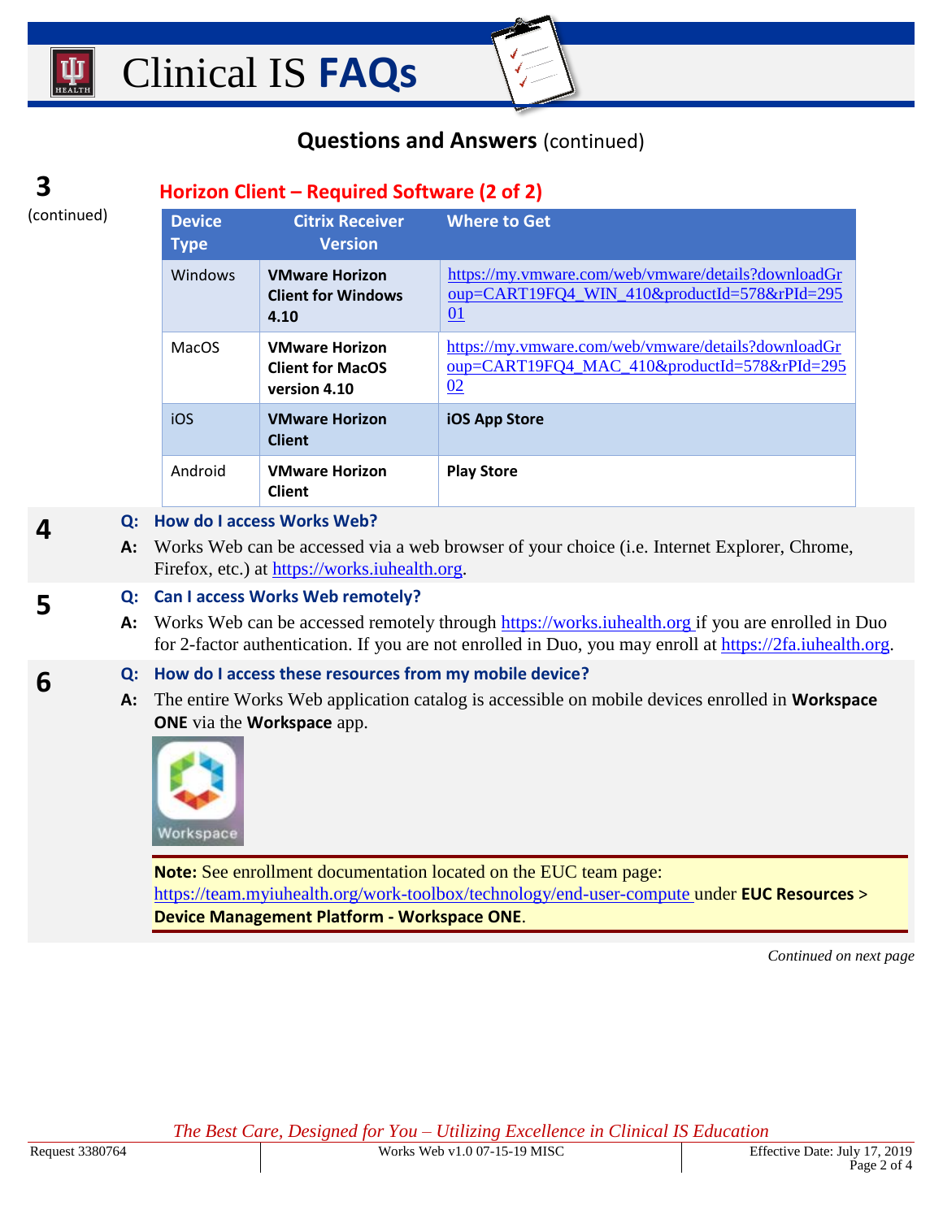## Questions and Answers (continued)

**3** (continued)

### Horizon Client – Required Software (2 of 2)

| Device Type | Citrix Receiver Version | Where to Get |
|---|---|---|
| Windows | **VMware Horizon Client for Windows 4.10** | https://my.vmware.com/web/vmware/details?downloadGroup=CART19FQ4_WIN_410&productId=578&rPId=29501 |
| MacOS | **VMware Horizon Client for MacOS version 4.10** | https://my.vmware.com/web/vmware/details?downloadGroup=CART19FQ4_MAC_410&productId=578&rPId=29502 |
| iOS | **VMware Horizon Client** | **iOS App Store** |
| Android | **VMware Horizon Client** | **Play Store** |

**4**

**Q: How do I access Works Web?**

**A:** Works Web can be accessed via a web browser of your choice (i.e. Internet Explorer, Chrome, Firefox, etc.) at https://works.iuhealth.org.

**5**

**Q: Can I access Works Web remotely?**

**A:** Works Web can be accessed remotely through https://works.iuhealth.org if you are enrolled in Duo for 2-factor authentication. If you are not enrolled in Duo, you may enroll at https://2fa.iuhealth.org.

**6**

**Q: How do I access these resources from my mobile device?**

**A:** The entire Works Web application catalog is accessible on mobile devices enrolled in **Workspace ONE** via the **Workspace** app.

**Note:** See enrollment documentation located on the EUC team page: https://team.myiuhealth.org/work-toolbox/technology/end-user-compute under **EUC Resources > Device Management Platform - Workspace ONE**.

*Continued on next page*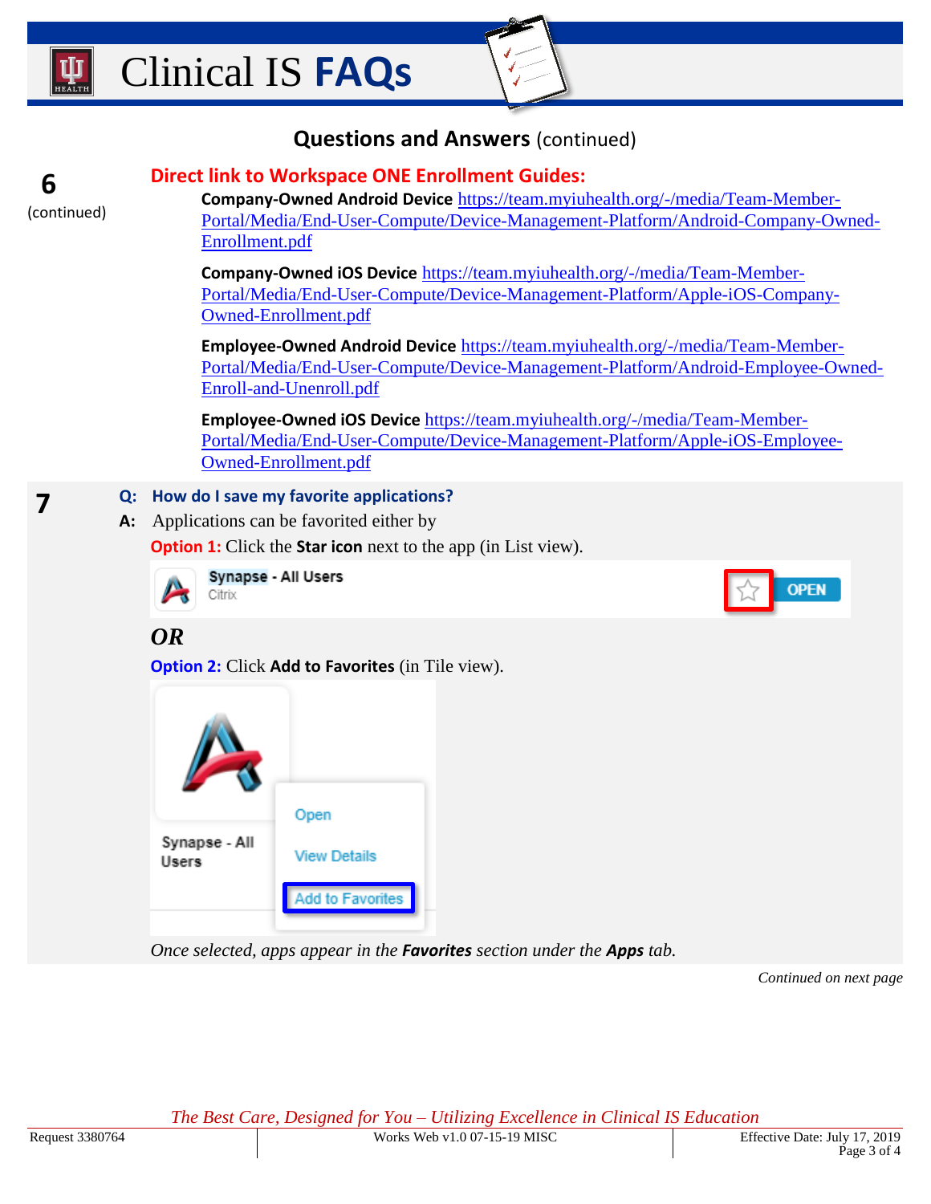## Questions and Answers (continued)

**6** (continued)

### Direct link to Workspace ONE Enrollment Guides:

**Company-Owned Android Device** https://team.myiuhealth.org/-/media/Team-Member-Portal/Media/End-User-Compute/Device-Management-Platform/Android-Company-Owned-Enrollment.pdf

**Company-Owned iOS Device** https://team.myiuhealth.org/-/media/Team-Member-Portal/Media/End-User-Compute/Device-Management-Platform/Apple-iOS-Company-Owned-Enrollment.pdf

**Employee-Owned Android Device** https://team.myiuhealth.org/-/media/Team-Member-Portal/Media/End-User-Compute/Device-Management-Platform/Android-Employee-Owned-Enroll-and-Unenroll.pdf

**Employee-Owned iOS Device** https://team.myiuhealth.org/-/media/Team-Member-Portal/Media/End-User-Compute/Device-Management-Platform/Apple-iOS-Employee-Owned-Enrollment.pdf

**7**

**Q: How do I save my favorite applications?**

**A:** Applications can be favorited either by

**Option 1:** Click the **Star icon** next to the app (in List view).

Synapse - All Users
Citrix
OPEN

***OR***

**Option 2:** Click **Add to Favorites** (in Tile view).

Synapse - All Users
Open
View Details
Add to Favorites

*Once selected, apps appear in the **Favorites** section under the **Apps** tab.*

*Continued on next page*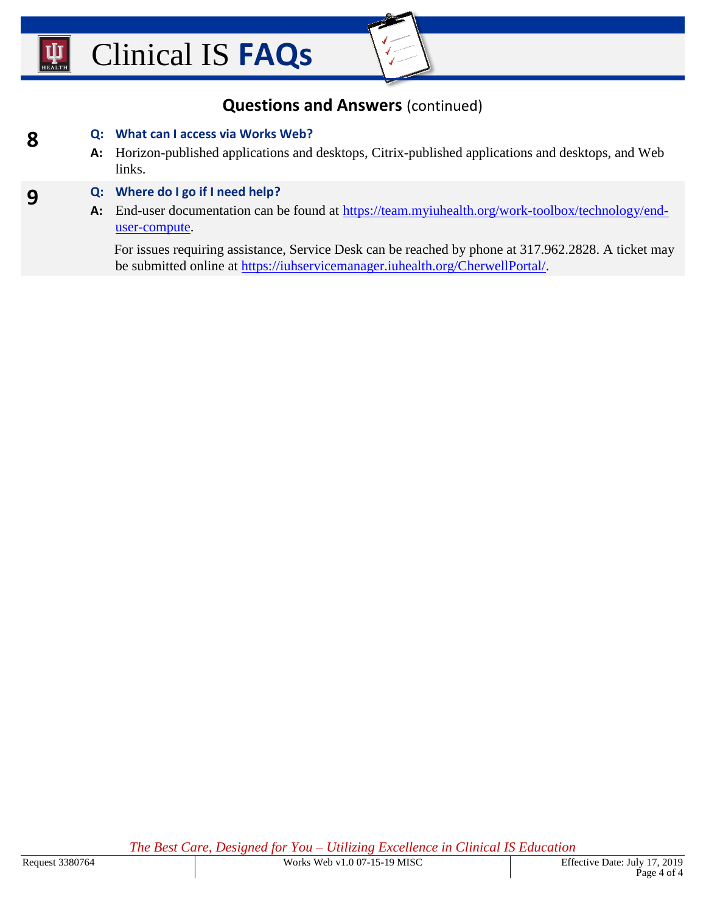## Questions and Answers (continued)

**8**

**Q: What can I access via Works Web?**

**A:** Horizon-published applications and desktops, Citrix-published applications and desktops, and Web links.

**9**

**Q: Where do I go if I need help?**

**A:** End-user documentation can be found at [https://team.myiuhealth.org/work-toolbox/technology/end-user-compute](https://team.myiuhealth.org/work-toolbox/technology/end-user-compute).

For issues requiring assistance, Service Desk can be reached by phone at 317.962.2828. A ticket may be submitted online at [https://iuhservicemanager.iuhealth.org/CherwellPortal/](https://iuhservicemanager.iuhealth.org/CherwellPortal/).